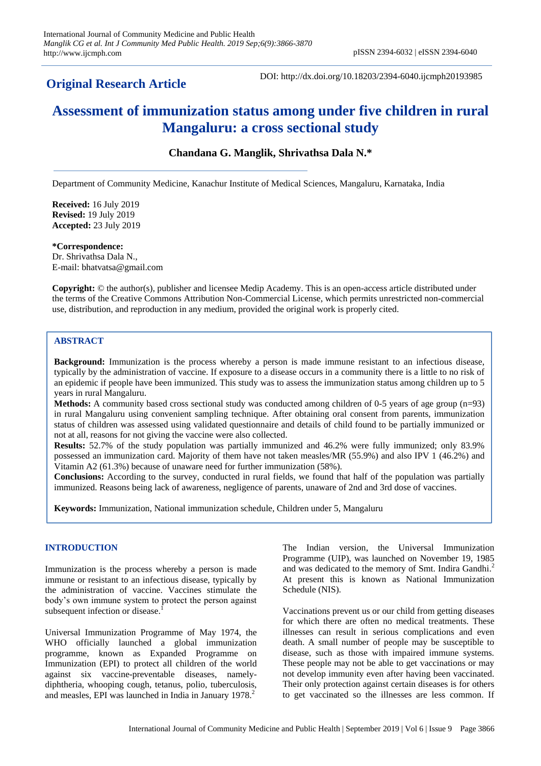# Original Research Article

DOI: http://dx.doi.org/10.18203/2394-6040.ijcmph20193985

# Assessment of immunization status among under five children in rural Mangaluru: a cross sectional study

**Chandana G. Manglik, Shrivathsa Dala N.\***

Department of Community Medicine, Kanachur Institute of Medical Sciences, Mangaluru, Karnataka, India

**Received:** 16 July 2019
**Revised:** 19 July 2019
**Accepted:** 23 July 2019

**\*Correspondence:**
Dr. Shrivathsa Dala N.,
E-mail: bhatvatsa@gmail.com

**Copyright:** © the author(s), publisher and licensee Medip Academy. This is an open-access article distributed under the terms of the Creative Commons Attribution Non-Commercial License, which permits unrestricted non-commercial use, distribution, and reproduction in any medium, provided the original work is properly cited.

## ABSTRACT

**Background:** Immunization is the process whereby a person is made immune resistant to an infectious disease, typically by the administration of vaccine. If exposure to a disease occurs in a community there is a little to no risk of an epidemic if people have been immunized. This study was to assess the immunization status among children up to 5 years in rural Mangaluru.

**Methods:** A community based cross sectional study was conducted among children of 0-5 years of age group (n=93) in rural Mangaluru using convenient sampling technique. After obtaining oral consent from parents, immunization status of children was assessed using validated questionnaire and details of child found to be partially immunized or not at all, reasons for not giving the vaccine were also collected.

**Results:** 52.7% of the study population was partially immunized and 46.2% were fully immunized; only 83.9% possessed an immunization card. Majority of them have not taken measles/MR (55.9%) and also IPV 1 (46.2%) and Vitamin A2 (61.3%) because of unaware need for further immunization (58%).

**Conclusions:** According to the survey, conducted in rural fields, we found that half of the population was partially immunized. Reasons being lack of awareness, negligence of parents, unaware of 2nd and 3rd dose of vaccines.

**Keywords:** Immunization, National immunization schedule, Children under 5, Mangaluru

## INTRODUCTION

Immunization is the process whereby a person is made immune or resistant to an infectious disease, typically by the administration of vaccine. Vaccines stimulate the body's own immune system to protect the person against subsequent infection or disease.[1]

Universal Immunization Programme of May 1974, the WHO officially launched a global immunization programme, known as Expanded Programme on Immunization (EPI) to protect all children of the world against six vaccine-preventable diseases, namely-diphtheria, whooping cough, tetanus, polio, tuberculosis, and measles, EPI was launched in India in January 1978.[2]

The Indian version, the Universal Immunization Programme (UIP), was launched on November 19, 1985 and was dedicated to the memory of Smt. Indira Gandhi.[2] At present this is known as National Immunization Schedule (NIS).

Vaccinations prevent us or our child from getting diseases for which there are often no medical treatments. These illnesses can result in serious complications and even death. A small number of people may be susceptible to disease, such as those with impaired immune systems. These people may not be able to get vaccinations or may not develop immunity even after having been vaccinated. Their only protection against certain diseases is for others to get vaccinated so the illnesses are less common. If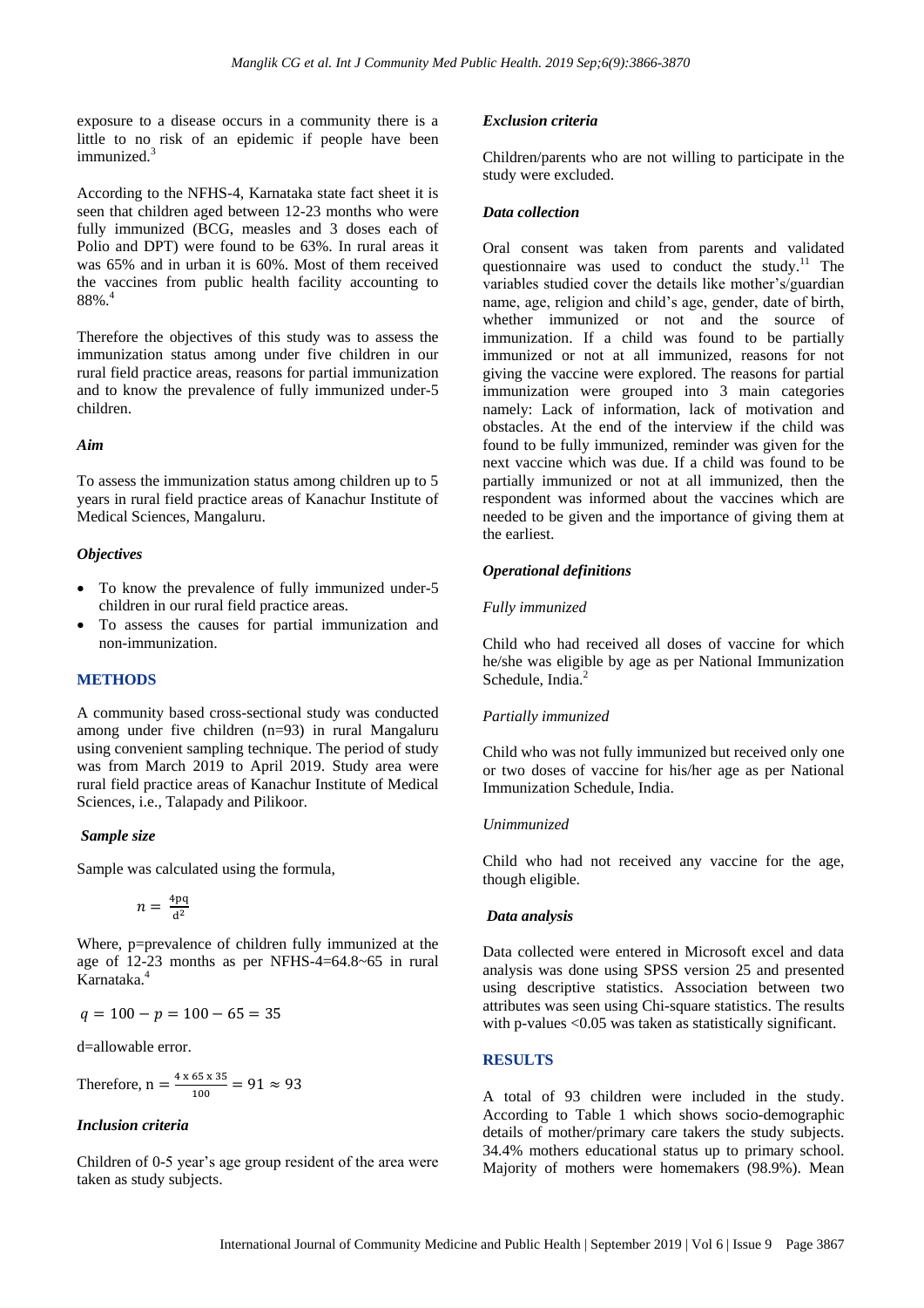exposure to a disease occurs in a community there is a little to no risk of an epidemic if people have been immunized.[3]

According to the NFHS-4, Karnataka state fact sheet it is seen that children aged between 12-23 months who were fully immunized (BCG, measles and 3 doses each of Polio and DPT) were found to be 63%. In rural areas it was 65% and in urban it is 60%. Most of them received the vaccines from public health facility accounting to 88%.[4]

Therefore the objectives of this study was to assess the immunization status among under five children in our rural field practice areas, reasons for partial immunization and to know the prevalence of fully immunized under-5 children.

### *Aim*

To assess the immunization status among children up to 5 years in rural field practice areas of Kanachur Institute of Medical Sciences, Mangaluru.

### *Objectives*

- To know the prevalence of fully immunized under-5 children in our rural field practice areas.
- To assess the causes for partial immunization and non-immunization.

## METHODS

A community based cross-sectional study was conducted among under five children (n=93) in rural Mangaluru using convenient sampling technique. The period of study was from March 2019 to April 2019. Study area were rural field practice areas of Kanachur Institute of Medical Sciences, i.e., Talapady and Pilikoor.

### *Sample size*

Sample was calculated using the formula,

$$n = \frac{4pq}{d^2}$$

Where, p=prevalence of children fully immunized at the age of 12-23 months as per NFHS-4=64.8~65 in rural Karnataka.[4]

$$q = 100 - p = 100 - 65 = 35$$

d=allowable error.

Therefore, $n = \frac{4 \times 65 \times 35}{100} = 91 \approx 93$

### *Inclusion criteria*

Children of 0-5 year's age group resident of the area were taken as study subjects.

### *Exclusion criteria*

Children/parents who are not willing to participate in the study were excluded.

### *Data collection*

Oral consent was taken from parents and validated questionnaire was used to conduct the study.[11] The variables studied cover the details like mother's/guardian name, age, religion and child's age, gender, date of birth, whether immunized or not and the source of immunization. If a child was found to be partially immunized or not at all immunized, reasons for not giving the vaccine were explored. The reasons for partial immunization were grouped into 3 main categories namely: Lack of information, lack of motivation and obstacles. At the end of the interview if the child was found to be fully immunized, reminder was given for the next vaccine which was due. If a child was found to be partially immunized or not at all immunized, then the respondent was informed about the vaccines which are needed to be given and the importance of giving them at the earliest.

### *Operational definitions*

#### *Fully immunized*

Child who had received all doses of vaccine for which he/she was eligible by age as per National Immunization Schedule, India.[2]

#### *Partially immunized*

Child who was not fully immunized but received only one or two doses of vaccine for his/her age as per National Immunization Schedule, India.

#### *Unimmunized*

Child who had not received any vaccine for the age, though eligible.

### *Data analysis*

Data collected were entered in Microsoft excel and data analysis was done using SPSS version 25 and presented using descriptive statistics. Association between two attributes was seen using Chi-square statistics. The results with p-values <0.05 was taken as statistically significant.

## RESULTS

A total of 93 children were included in the study. According to Table 1 which shows socio-demographic details of mother/primary care takers the study subjects. 34.4% mothers educational status up to primary school. Majority of mothers were homemakers (98.9%). Mean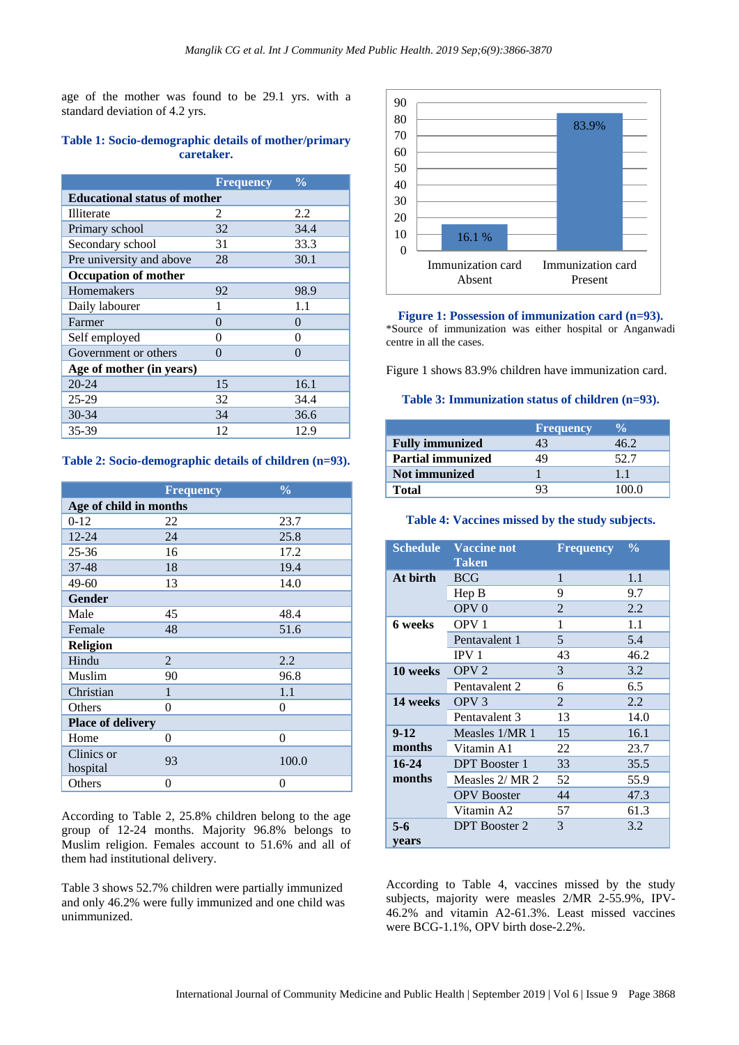age of the mother was found to be 29.1 yrs. with a standard deviation of 4.2 yrs.

**Table 1: Socio-demographic details of mother/primary caretaker.**

| | Frequency | % |
|---|---|---|
| **Educational status of mother** | | |
| Illiterate | 2 | 2.2 |
| Primary school | 32 | 34.4 |
| Secondary school | 31 | 33.3 |
| Pre university and above | 28 | 30.1 |
| **Occupation of mother** | | |
| Homemakers | 92 | 98.9 |
| Daily labourer | 1 | 1.1 |
| Farmer | 0 | 0 |
| Self employed | 0 | 0 |
| Government or others | 0 | 0 |
| **Age of mother (in years)** | | |
| 20-24 | 15 | 16.1 |
| 25-29 | 32 | 34.4 |
| 30-34 | 34 | 36.6 |
| 35-39 | 12 | 12.9 |

**Table 2: Socio-demographic details of children (n=93).**

| | Frequency | % |
|---|---|---|
| **Age of child in months** | | |
| 0-12 | 22 | 23.7 |
| 12-24 | 24 | 25.8 |
| 25-36 | 16 | 17.2 |
| 37-48 | 18 | 19.4 |
| 49-60 | 13 | 14.0 |
| **Gender** | | |
| Male | 45 | 48.4 |
| Female | 48 | 51.6 |
| **Religion** | | |
| Hindu | 2 | 2.2 |
| Muslim | 90 | 96.8 |
| Christian | 1 | 1.1 |
| Others | 0 | 0 |
| **Place of delivery** | | |
| Home | 0 | 0 |
| Clinics or hospital | 93 | 100.0 |
| Others | 0 | 0 |

According to Table 2, 25.8% children belong to the age group of 12-24 months. Majority 96.8% belongs to Muslim religion. Females account to 51.6% and all of them had institutional delivery.

Table 3 shows 52.7% children were partially immunized and only 46.2% were fully immunized and one child was unimmunized.

**Figure 1: Possession of immunization card (n=93).**
*Source of immunization was either hospital or Anganwadi centre in all the cases.

Figure 1 shows 83.9% children have immunization card.

**Table 3: Immunization status of children (n=93).**

| | Frequency | % |
|---|---|---|
| **Fully immunized** | 43 | 46.2 |
| **Partial immunized** | 49 | 52.7 |
| **Not immunized** | 1 | 1.1 |
| **Total** | 93 | 100.0 |

**Table 4: Vaccines missed by the study subjects.**

| Schedule | Vaccine not Taken | Frequency | % |
|---|---|---|---|
| **At birth** | BCG | 1 | 1.1 |
| | Hep B | 9 | 9.7 |
| | OPV 0 | 2 | 2.2 |
| **6 weeks** | OPV 1 | 1 | 1.1 |
| | Pentavalent 1 | 5 | 5.4 |
| | IPV 1 | 43 | 46.2 |
| **10 weeks** | OPV 2 | 3 | 3.2 |
| | Pentavalent 2 | 6 | 6.5 |
| **14 weeks** | OPV 3 | 2 | 2.2 |
| | Pentavalent 3 | 13 | 14.0 |
| **9-12 months** | Measles 1/MR 1 | 15 | 16.1 |
| | Vitamin A1 | 22 | 23.7 |
| **16-24 months** | DPT Booster 1 | 33 | 35.5 |
| | Measles 2/ MR 2 | 52 | 55.9 |
| | OPV Booster | 44 | 47.3 |
| | Vitamin A2 | 57 | 61.3 |
| **5-6 years** | DPT Booster 2 | 3 | 3.2 |

According to Table 4, vaccines missed by the study subjects, majority were measles 2/MR 2-55.9%, IPV-46.2% and vitamin A2-61.3%. Least missed vaccines were BCG-1.1%, OPV birth dose-2.2%.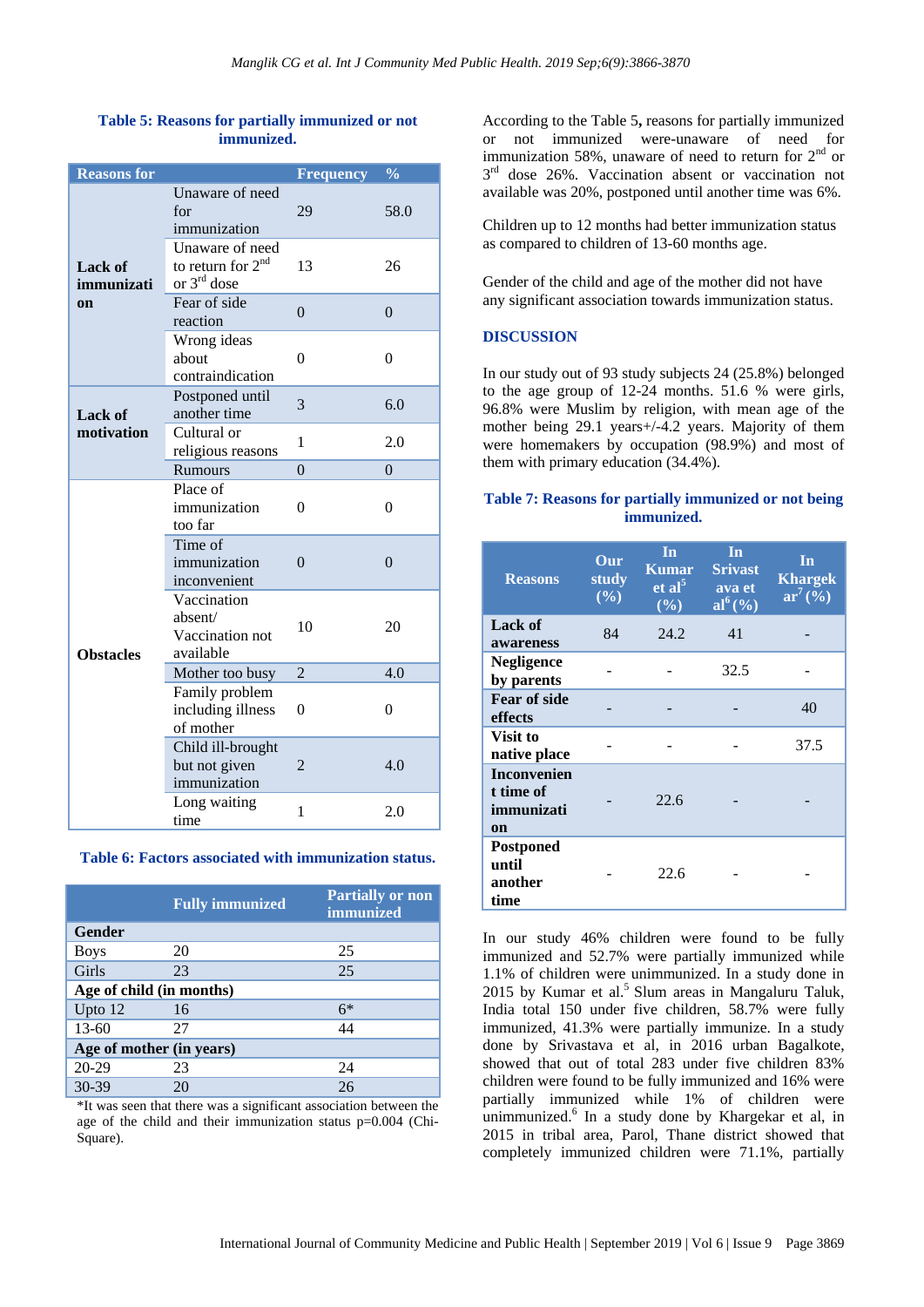**Table 5: Reasons for partially immunized or not immunized.**

| Reasons for | | Frequency | % |
|---|---|---|---|
| Lack of immunization | Unaware of need for immunization | 29 | 58.0 |
| | Unaware of need to return for 2nd or 3rd dose | 13 | 26 |
| | Fear of side reaction | 0 | 0 |
| | Wrong ideas about contraindication | 0 | 0 |
| Lack of motivation | Postponed until another time | 3 | 6.0 |
| | Cultural or religious reasons | 1 | 2.0 |
| | Rumours | 0 | 0 |
| Obstacles | Place of immunization too far | 0 | 0 |
| | Time of immunization inconvenient | 0 | 0 |
| | Vaccination absent/ Vaccination not available | 10 | 20 |
| | Mother too busy | 2 | 4.0 |
| | Family problem including illness of mother | 0 | 0 |
| | Child ill-brought but not given immunization | 2 | 4.0 |
| | Long waiting time | 1 | 2.0 |

**Table 6: Factors associated with immunization status.**

| | Fully immunized | Partially or non immunized |
|---|---|---|
| **Gender** | | |
| Boys | 20 | 25 |
| Girls | 23 | 25 |
| **Age of child (in months)** | | |
| Upto 12 | 16 | 6* |
| 13-60 | 27 | 44 |
| **Age of mother (in years)** | | |
| 20-29 | 23 | 24 |
| 30-39 | 20 | 26 |

*It was seen that there was a significant association between the age of the child and their immunization status p=0.004 (Chi-Square).

According to the Table 5**,** reasons for partially immunized or not immunized were-unaware of need for immunization 58%, unaware of need to return for 2nd or 3rd dose 26%. Vaccination absent or vaccination not available was 20%, postponed until another time was 6%.

Children up to 12 months had better immunization status as compared to children of 13-60 months age.

Gender of the child and age of the mother did not have any significant association towards immunization status.

## DISCUSSION

In our study out of 93 study subjects 24 (25.8%) belonged to the age group of 12-24 months. 51.6 % were girls, 96.8% were Muslim by religion, with mean age of the mother being 29.1 years+/-4.2 years. Majority of them were homemakers by occupation (98.9%) and most of them with primary education (34.4%).

**Table 7: Reasons for partially immunized or not being immunized.**

| Reasons | Our study (%) | In Kumar et al[5] (%) | In Srivastava et al[6] (%) | In Khargekar[7] (%) |
|---|---|---|---|---|
| **Lack of awareness** | 84 | 24.2 | 41 | - |
| **Negligence by parents** | - | - | 32.5 | - |
| **Fear of side effects** | - | - | - | 40 |
| **Visit to native place** | - | - | - | 37.5 |
| **Inconvenient time of immunization** | - | 22.6 | - | - |
| **Postponed until another time** | - | 22.6 | - | - |

In our study 46% children were found to be fully immunized and 52.7% were partially immunized while 1.1% of children were unimmunized. In a study done in 2015 by Kumar et al.[5] Slum areas in Mangaluru Taluk, India total 150 under five children, 58.7% were fully immunized, 41.3% were partially immunize. In a study done by Srivastava et al, in 2016 urban Bagalkote, showed that out of total 283 under five children 83% children were found to be fully immunized and 16% were partially immunized while 1% of children were unimmunized.[6] In a study done by Khargekar et al, in 2015 in tribal area, Parol, Thane district showed that completely immunized children were 71.1%, partially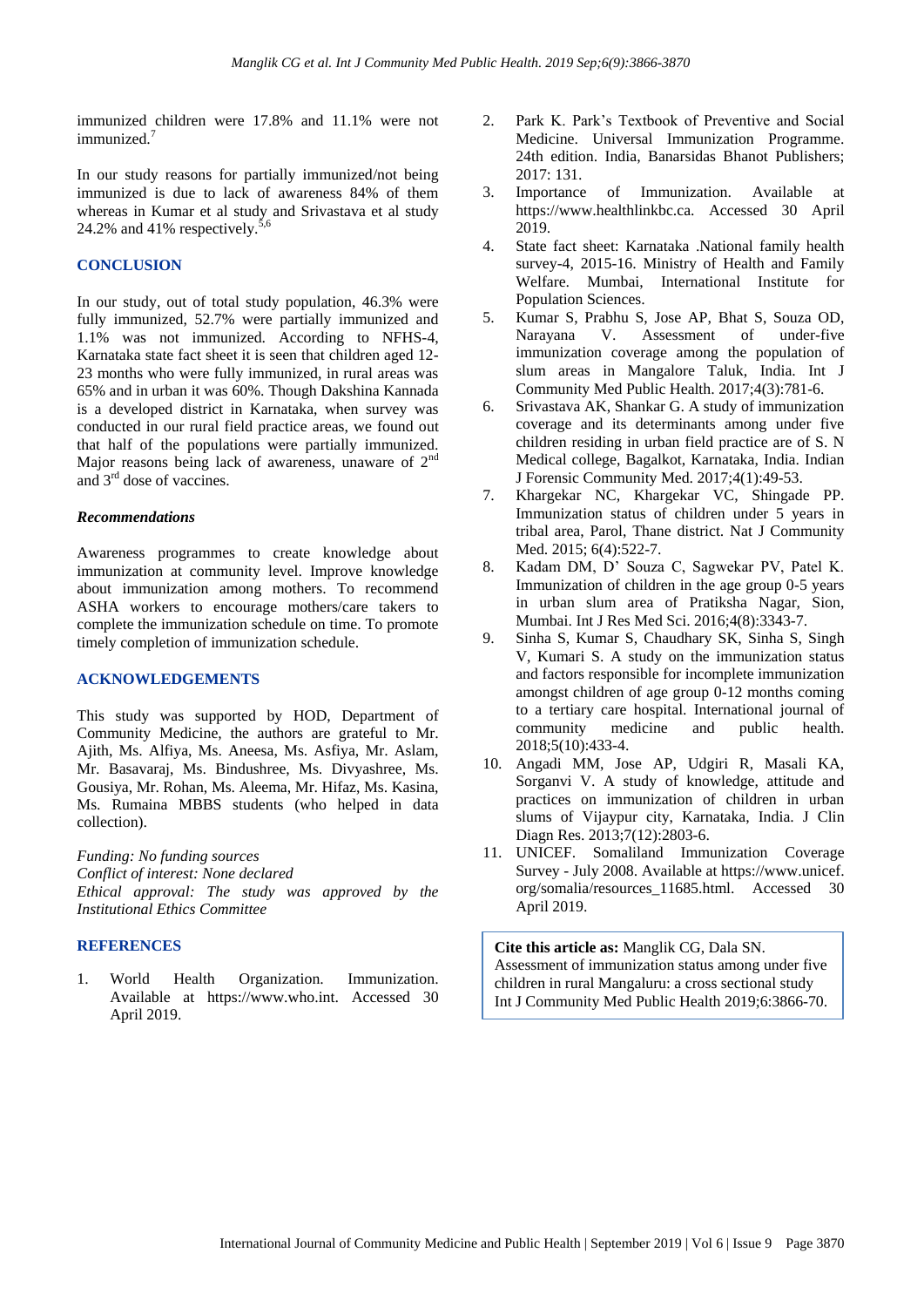immunized children were 17.8% and 11.1% were not immunized.[7]

In our study reasons for partially immunized/not being immunized is due to lack of awareness 84% of them whereas in Kumar et al study and Srivastava et al study 24.2% and 41% respectively.[5,6]

## CONCLUSION

In our study, out of total study population, 46.3% were fully immunized, 52.7% were partially immunized and 1.1% was not immunized. According to NFHS-4, Karnataka state fact sheet it is seen that children aged 12-23 months who were fully immunized, in rural areas was 65% and in urban it was 60%. Though Dakshina Kannada is a developed district in Karnataka, when survey was conducted in our rural field practice areas, we found out that half of the populations were partially immunized. Major reasons being lack of awareness, unaware of 2nd and 3rd dose of vaccines.

### *Recommendations*

Awareness programmes to create knowledge about immunization at community level. Improve knowledge about immunization among mothers. To recommend ASHA workers to encourage mothers/care takers to complete the immunization schedule on time. To promote timely completion of immunization schedule.

## ACKNOWLEDGEMENTS

This study was supported by HOD, Department of Community Medicine, the authors are grateful to Mr. Ajith, Ms. Alfiya, Ms. Aneesa, Ms. Asfiya, Mr. Aslam, Mr. Basavaraj, Ms. Bindushree, Ms. Divyashree, Ms. Gousiya, Mr. Rohan, Ms. Aleema, Mr. Hifaz, Ms. Kasina, Ms. Rumaina MBBS students (who helped in data collection).

*Funding: No funding sources*
*Conflict of interest: None declared*
*Ethical approval: The study was approved by the Institutional Ethics Committee*

## REFERENCES

1. World Health Organization. Immunization. Available at https://www.who.int. Accessed 30 April 2019.
2. Park K. Park's Textbook of Preventive and Social Medicine. Universal Immunization Programme. 24th edition. India, Banarsidas Bhanot Publishers; 2017: 131.
3. Importance of Immunization. Available at https://www.healthlinkbc.ca. Accessed 30 April 2019.
4. State fact sheet: Karnataka .National family health survey-4, 2015-16. Ministry of Health and Family Welfare. Mumbai, International Institute for Population Sciences.
5. Kumar S, Prabhu S, Jose AP, Bhat S, Souza OD, Narayana V. Assessment of under-five immunization coverage among the population of slum areas in Mangalore Taluk, India. Int J Community Med Public Health. 2017;4(3):781-6.
6. Srivastava AK, Shankar G. A study of immunization coverage and its determinants among under five children residing in urban field practice are of S. N Medical college, Bagalkot, Karnataka, India. Indian J Forensic Community Med. 2017;4(1):49-53.
7. Khargekar NC, Khargekar VC, Shingade PP. Immunization status of children under 5 years in tribal area, Parol, Thane district. Nat J Community Med. 2015; 6(4):522-7.
8. Kadam DM, D' Souza C, Sagwekar PV, Patel K. Immunization of children in the age group 0-5 years in urban slum area of Pratiksha Nagar, Sion, Mumbai. Int J Res Med Sci. 2016;4(8):3343-7.
9. Sinha S, Kumar S, Chaudhary SK, Sinha S, Singh V, Kumari S. A study on the immunization status and factors responsible for incomplete immunization amongst children of age group 0-12 months coming to a tertiary care hospital. International journal of community medicine and public health. 2018;5(10):433-4.
10. Angadi MM, Jose AP, Udgiri R, Masali KA, Sorganvi V. A study of knowledge, attitude and practices on immunization of children in urban slums of Vijaypur city, Karnataka, India. J Clin Diagn Res. 2013;7(12):2803-6.
11. UNICEF. Somaliland Immunization Coverage Survey - July 2008. Available at https://www.unicef.org/somalia/resources_11685.html. Accessed 30 April 2019.

**Cite this article as:** Manglik CG, Dala SN. Assessment of immunization status among under five children in rural Mangaluru: a cross sectional study Int J Community Med Public Health 2019;6:3866-70.